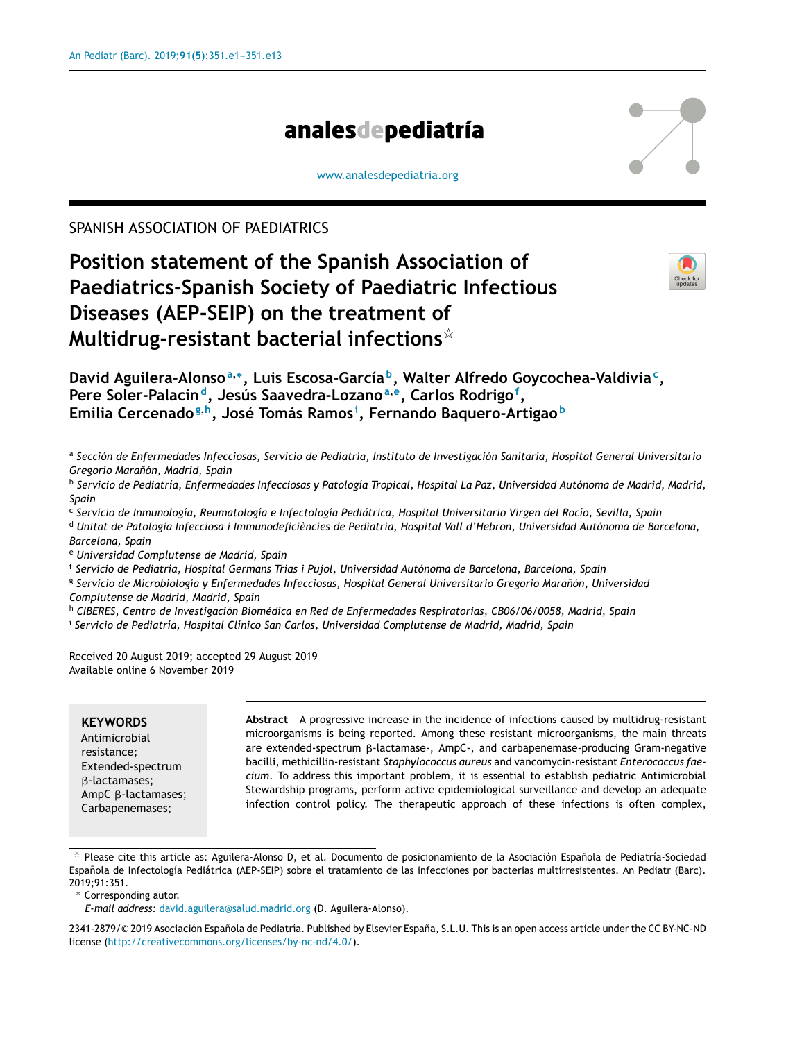SPANISH ASSOCIATION OF PAEDIATRICS

# Position statement of the Spanish Association of Paediatrics-Spanish Society of Paediatric Infectious Diseases (AEP-SEIP) on the treatment of Multidrug-resistant bacterial infections☆

**David Aguilera-Alonso**[a,*], **Luis Escosa-García**[b], **Walter Alfredo Goycochea-Valdivia**[c], **Pere Soler-Palacín**[d], **Jesús Saavedra-Lozano**[a,e], **Carlos Rodrigo**[f], **Emilia Cercenado**[g,h], **José Tomás Ramos**[i], **Fernando Baquero-Artigao**[b]

[a] *Sección de Enfermedades Infecciosas, Servicio de Pediatría, Instituto de Investigación Sanitaria, Hospital General Universitario Gregorio Marañón, Madrid, Spain*

[b] *Servicio de Pediatría, Enfermedades Infecciosas y Patología Tropical, Hospital La Paz, Universidad Autónoma de Madrid, Madrid, Spain*

[c] *Servicio de Inmunología, Reumatología e Infectología Pediátrica, Hospital Universitario Virgen del Rocío, Sevilla, Spain*

[d] *Unitat de Patologia Infecciosa i Immunodeficiències de Pediatria, Hospital Vall d'Hebron, Universidad Autónoma de Barcelona, Barcelona, Spain*

[e] *Universidad Complutense de Madrid, Spain*

[f] *Servicio de Pediatría, Hospital Germans Trias i Pujol, Universidad Autónoma de Barcelona, Barcelona, Spain*

[g] *Servicio de Microbiología y Enfermedades Infecciosas, Hospital General Universitario Gregorio Marañón, Universidad Complutense de Madrid, Madrid, Spain*

[h] *CIBERES, Centro de Investigación Biomédica en Red de Enfermedades Respiratorias, CB06/06/0058, Madrid, Spain*

[i] *Servicio de Pediatría, Hospital Clínico San Carlos, Universidad Complutense de Madrid, Madrid, Spain*

Received 20 August 2019; accepted 29 August 2019
Available online 6 November 2019

**KEYWORDS**
Antimicrobial resistance;
Extended-spectrum β-lactamases;
AmpC β-lactamases;
Carbapenemases;

**Abstract** A progressive increase in the incidence of infections caused by multidrug-resistant microorganisms is being reported. Among these resistant microorganisms, the main threats are extended-spectrum β-lactamase-, AmpC-, and carbapenemase-producing Gram-negative bacilli, methicillin-resistant *Staphylococcus aureus* and vancomycin-resistant *Enterococcus faecium*. To address this important problem, it is essential to establish pediatric Antimicrobial Stewardship programs, perform active epidemiological surveillance and develop an adequate infection control policy. The therapeutic approach of these infections is often complex,

☆ Please cite this article as: Aguilera-Alonso D, et al. Documento de posicionamiento de la Asociación Española de Pediatría-Sociedad Española de Infectología Pediátrica (AEP-SEIP) sobre el tratamiento de las infecciones por bacterias multirresistentes. An Pediatr (Barc). 2019;91:351.

\* Corresponding autor.
*E-mail address:* david.aguilera@salud.madrid.org (D. Aguilera-Alonso).

2341-2879/© 2019 Asociación Española de Pediatría. Published by Elsevier España, S.L.U. This is an open access article under the CC BY-NC-ND license (http://creativecommons.org/licenses/by-nc-nd/4.0/).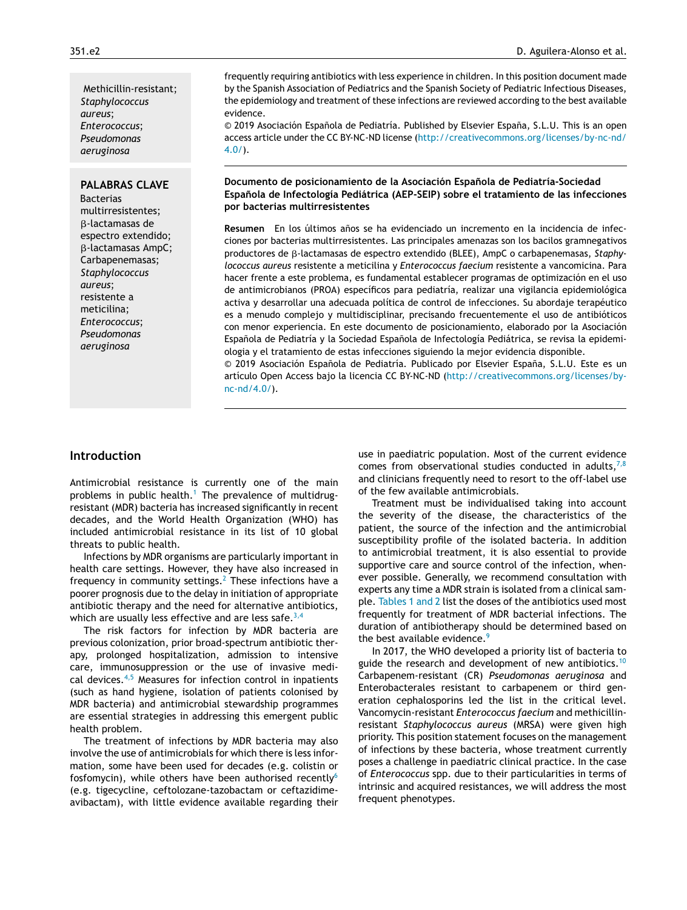Methicillin-resistant; *Staphylococcus aureus*; *Enterococcus*; *Pseudomonas aeruginosa*

frequently requiring antibiotics with less experience in children. In this position document made by the Spanish Association of Pediatrics and the Spanish Society of Pediatric Infectious Diseases, the epidemiology and treatment of these infections are reviewed according to the best available evidence.

© 2019 Asociación Española de Pediatría. Published by Elsevier España, S.L.U. This is an open access article under the CC BY-NC-ND license (http://creativecommons.org/licenses/by-nc-nd/4.0/).

**PALABRAS CLAVE**

Bacterias multirresistentes; β-lactamasas de espectro extendido; β-lactamasas AmpC; Carbapenemasas; *Staphylococcus aureus*; resistente a meticilina; *Enterococcus*; *Pseudomonas aeruginosa*

**Documento de posicionamiento de la Asociación Española de Pediatría-Sociedad Española de Infectología Pediátrica (AEP-SEIP) sobre el tratamiento de las infecciones por bacterias multirresistentes**

**Resumen** En los últimos años se ha evidenciado un incremento en la incidencia de infecciones por bacterias multirresistentes. Las principales amenazas son los bacilos gramnegativos productores de β-lactamasas de espectro extendido (BLEE), AmpC o carbapenemasas, *Staphylococcus aureus* resistente a meticilina y *Enterococcus faecium* resistente a vancomicina. Para hacer frente a este problema, es fundamental establecer programas de optimización en el uso de antimicrobianos (PROA) específicos para pediatría, realizar una vigilancia epidemiológica activa y desarrollar una adecuada política de control de infecciones. Su abordaje terapéutico es a menudo complejo y multidisciplinar, precisando frecuentemente el uso de antibióticos con menor experiencia. En este documento de posicionamiento, elaborado por la Asociación Española de Pediatría y la Sociedad Española de Infectología Pediátrica, se revisa la epidemiologia y el tratamiento de estas infecciones siguiendo la mejor evidencia disponible.

© 2019 Asociación Española de Pediatría. Publicado por Elsevier España, S.L.U. Este es un artículo Open Access bajo la licencia CC BY-NC-ND (http://creativecommons.org/licenses/by-nc-nd/4.0/).

## Introduction

Antimicrobial resistance is currently one of the main problems in public health.[1] The prevalence of multidrug-resistant (MDR) bacteria has increased significantly in recent decades, and the World Health Organization (WHO) has included antimicrobial resistance in its list of 10 global threats to public health.

Infections by MDR organisms are particularly important in health care settings. However, they have also increased in frequency in community settings.[2] These infections have a poorer prognosis due to the delay in initiation of appropriate antibiotic therapy and the need for alternative antibiotics, which are usually less effective and are less safe.[3,4]

The risk factors for infection by MDR bacteria are previous colonization, prior broad-spectrum antibiotic therapy, prolonged hospitalization, admission to intensive care, immunosuppression or the use of invasive medical devices.[4,5] Measures for infection control in inpatients (such as hand hygiene, isolation of patients colonised by MDR bacteria) and antimicrobial stewardship programmes are essential strategies in addressing this emergent public health problem.

The treatment of infections by MDR bacteria may also involve the use of antimicrobials for which there is less information, some have been used for decades (e.g. colistin or fosfomycin), while others have been authorised recently[6] (e.g. tigecycline, ceftolozane-tazobactam or ceftazidime-avibactam), with little evidence available regarding their use in paediatric population. Most of the current evidence comes from observational studies conducted in adults,[7,8] and clinicians frequently need to resort to the off-label use of the few available antimicrobials.

Treatment must be individualised taking into account the severity of the disease, the characteristics of the patient, the source of the infection and the antimicrobial susceptibility profile of the isolated bacteria. In addition to antimicrobial treatment, it is also essential to provide supportive care and source control of the infection, whenever possible. Generally, we recommend consultation with experts any time a MDR strain is isolated from a clinical sample. Tables 1 and 2 list the doses of the antibiotics used most frequently for treatment of MDR bacterial infections. The duration of antibiotherapy should be determined based on the best available evidence.[9]

In 2017, the WHO developed a priority list of bacteria to guide the research and development of new antibiotics.[10] Carbapenem-resistant (CR) *Pseudomonas aeruginosa* and Enterobacterales resistant to carbapenem or third generation cephalosporins led the list in the critical level. Vancomycin-resistant *Enterococcus faecium* and methicillin-resistant *Staphylococcus aureus* (MRSA) were given high priority. This position statement focuses on the management of infections by these bacteria, whose treatment currently poses a challenge in paediatric clinical practice. In the case of *Enterococcus* spp. due to their particularities in terms of intrinsic and acquired resistances, we will address the most frequent phenotypes.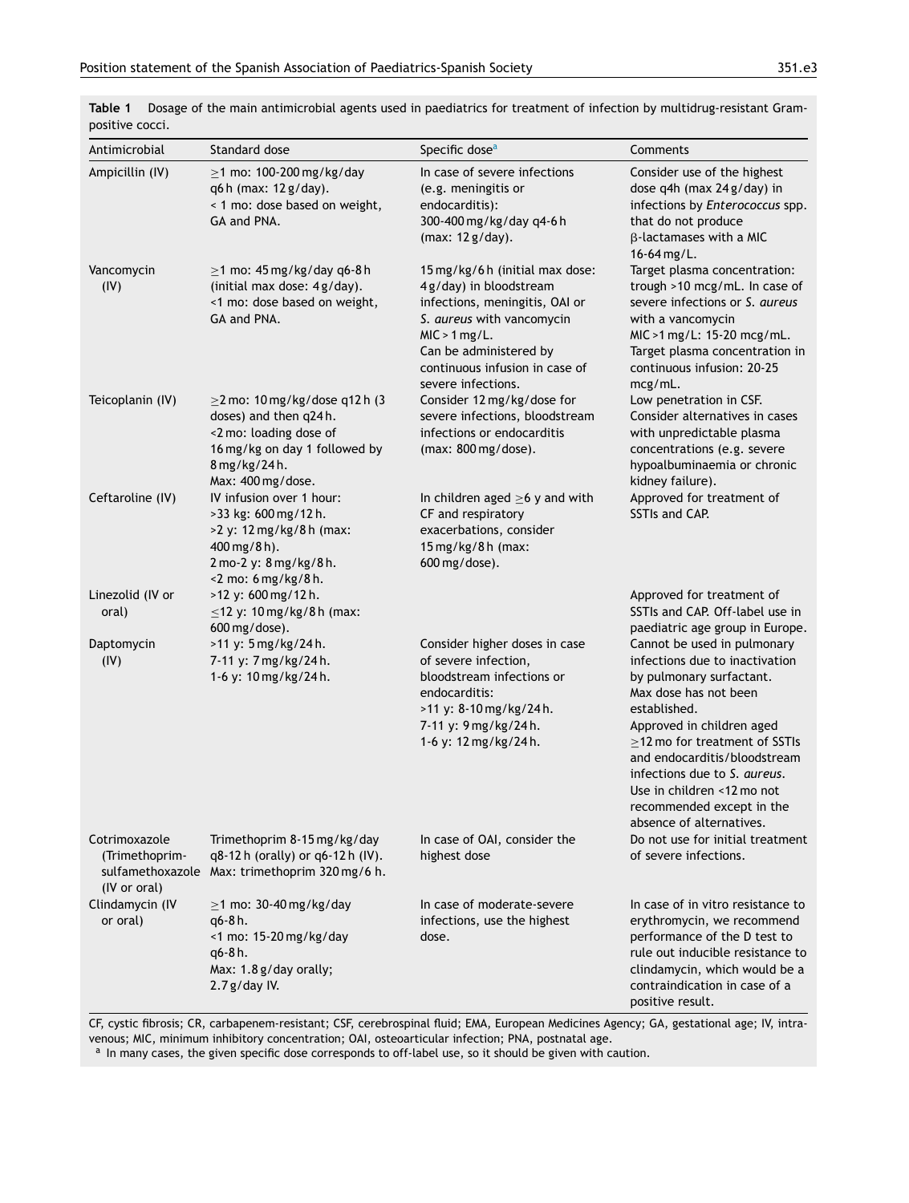**Table 1** Dosage of the main antimicrobial agents used in paediatrics for treatment of infection by multidrug-resistant Gram-positive cocci.

| Antimicrobial | Standard dose | Specific dose[a] | Comments |
|---|---|---|---|
| Ampicillin (IV) | ≥1 mo: 100-200 mg/kg/day q6 h (max: 12 g/day). < 1 mo: dose based on weight, GA and PNA. | In case of severe infections (e.g. meningitis or endocarditis): 300-400 mg/kg/day q4-6 h (max: 12 g/day). | Consider use of the highest dose q4h (max 24 g/day) in infections by *Enterococcus* spp. that do not produce β-lactamases with a MIC 16-64 mg/L. |
| Vancomycin (IV) | ≥1 mo: 45 mg/kg/day q6-8 h (initial max dose: 4 g/day). <1 mo: dose based on weight, GA and PNA. | 15 mg/kg/6 h (initial max dose: 4 g/day) in bloodstream infections, meningitis, OAI or *S. aureus* with vancomycin MIC > 1 mg/L. Can be administered by continuous infusion in case of severe infections. | Target plasma concentration: trough >10 mcg/mL. In case of severe infections or *S. aureus* with a vancomycin MIC >1 mg/L: 15-20 mcg/mL. Target plasma concentration in continuous infusion: 20-25 mcg/mL. |
| Teicoplanin (IV) | ≥2 mo: 10 mg/kg/dose q12 h (3 doses) and then q24 h. <2 mo: loading dose of 16 mg/kg on day 1 followed by 8 mg/kg/24 h. Max: 400 mg/dose. | Consider 12 mg/kg/dose for severe infections, bloodstream infections or endocarditis (max: 800 mg/dose). | Low penetration in CSF. Consider alternatives in cases with unpredictable plasma concentrations (e.g. severe hypoalbuminaemia or chronic kidney failure). |
| Ceftaroline (IV) | IV infusion over 1 hour: >33 kg: 600 mg/12 h. >2 y: 12 mg/kg/8 h (max: 400 mg/8 h). 2 mo-2 y: 8 mg/kg/8 h. <2 mo: 6 mg/kg/8 h. | In children aged ≥6 y and with CF and respiratory exacerbations, consider 15 mg/kg/8 h (max: 600 mg/dose). | Approved for treatment of SSTIs and CAP. |
| Linezolid (IV or oral) | >12 y: 600 mg/12 h. ≤12 y: 10 mg/kg/8 h (max: 600 mg/dose). | | Approved for treatment of SSTIs and CAP. Off-label use in paediatric age group in Europe. |
| Daptomycin (IV) | >11 y: 5 mg/kg/24 h. 7-11 y: 7 mg/kg/24 h. 1-6 y: 10 mg/kg/24 h. | Consider higher doses in case of severe infection, bloodstream infections or endocarditis: >11 y: 8-10 mg/kg/24 h. 7-11 y: 9 mg/kg/24 h. 1-6 y: 12 mg/kg/24 h. | Cannot be used in pulmonary infections due to inactivation by pulmonary surfactant. Max dose has not been established. Approved in children aged ≥12 mo for treatment of SSTIs and endocarditis/bloodstream infections due to *S. aureus*. Use in children <12 mo not recommended except in the absence of alternatives. |
| Cotrimoxazole (Trimethoprim-sulfamethoxazole (IV or oral) | Trimethoprim 8-15 mg/kg/day q8-12 h (orally) or q6-12 h (IV). Max: trimethoprim 320 mg/6 h. | In case of OAI, consider the highest dose | Do not use for initial treatment of severe infections. |
| Clindamycin (IV or oral) | ≥1 mo: 30-40 mg/kg/day q6-8 h. <1 mo: 15-20 mg/kg/day q6-8 h. Max: 1.8 g/day orally; 2.7 g/day IV. | In case of moderate-severe infections, use the highest dose. | In case of in vitro resistance to erythromycin, we recommend performance of the D test to rule out inducible resistance to clindamycin, which would be a contraindication in case of a positive result. |

CF, cystic fibrosis; CR, carbapenem-resistant; CSF, cerebrospinal fluid; EMA, European Medicines Agency; GA, gestational age; IV, intravenous; MIC, minimum inhibitory concentration; OAI, osteoarticular infection; PNA, postnatal age.

[a] In many cases, the given specific dose corresponds to off-label use, so it should be given with caution.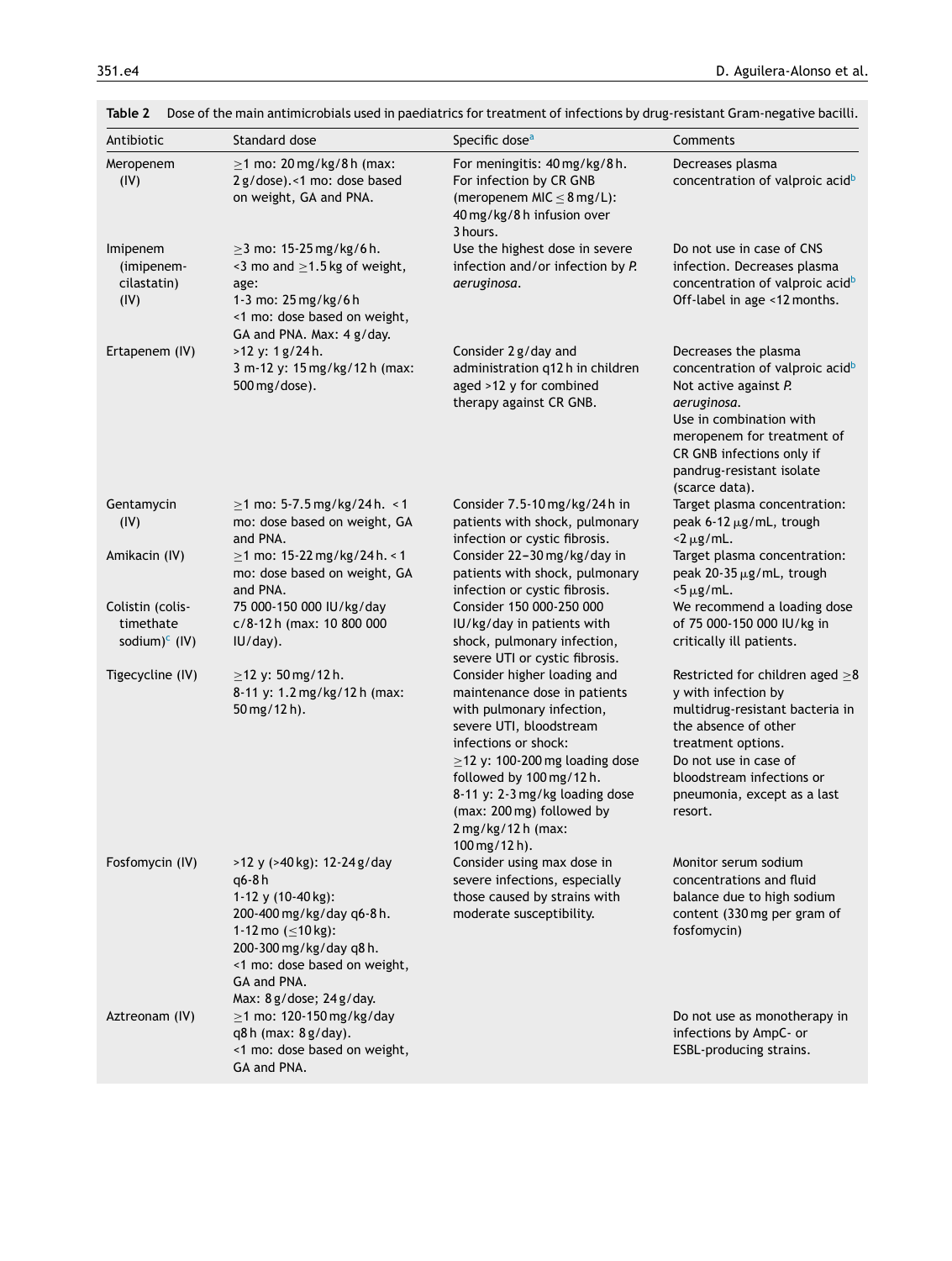**Table 2** Dose of the main antimicrobials used in paediatrics for treatment of infections by drug-resistant Gram-negative bacilli.

| Antibiotic | Standard dose | Specific dose[a] | Comments |
|---|---|---|---|
| Meropenem (IV) | ≥1 mo: 20 mg/kg/8 h (max: 2 g/dose).<1 mo: dose based on weight, GA and PNA. | For meningitis: 40 mg/kg/8 h. For infection by CR GNB (meropenem MIC ≤ 8 mg/L): 40 mg/kg/8 h infusion over 3 hours. | Decreases plasma concentration of valproic acid[b] |
| Imipenem (imipenem-cilastatin) (IV) | ≥3 mo: 15-25 mg/kg/6 h. <3 mo and ≥1.5 kg of weight, age: 1-3 mo: 25 mg/kg/6 h <1 mo: dose based on weight, GA and PNA. Max: 4 g/day. | Use the highest dose in severe infection and/or infection by *P. aeruginosa*. | Do not use in case of CNS infection. Decreases plasma concentration of valproic acid[b] Off-label in age <12 months. |
| Ertapenem (IV) | >12 y: 1 g/24 h. 3 m-12 y: 15 mg/kg/12 h (max: 500 mg/dose). | Consider 2 g/day and administration q12 h in children aged >12 y for combined therapy against CR GNB. | Decreases the plasma concentration of valproic acid[b] Not active against *P. aeruginosa*. Use in combination with meropenem for treatment of CR GNB infections only if pandrug-resistant isolate (scarce data). |
| Gentamycin (IV) | ≥1 mo: 5-7.5 mg/kg/24 h. < 1 mo: dose based on weight, GA and PNA. | Consider 7.5-10 mg/kg/24 h in patients with shock, pulmonary infection or cystic fibrosis. | Target plasma concentration: peak 6-12 μg/mL, trough <2 μg/mL. |
| Amikacin (IV) | ≥1 mo: 15-22 mg/kg/24 h. < 1 mo: dose based on weight, GA and PNA. | Consider 22−30 mg/kg/day in patients with shock, pulmonary infection or cystic fibrosis. | Target plasma concentration: peak 20-35 μg/mL, trough <5 μg/mL. |
| Colistin (colistimethate sodium)[c] (IV) | 75 000-150 000 IU/kg/day c/8-12 h (max: 10 800 000 IU/day). | Consider 150 000-250 000 IU/kg/day in patients with shock, pulmonary infection, severe UTI or cystic fibrosis. | We recommend a loading dose of 75 000-150 000 IU/kg in critically ill patients. |
| Tigecycline (IV) | ≥12 y: 50 mg/12 h. 8-11 y: 1.2 mg/kg/12 h (max: 50 mg/12 h). | Consider higher loading and maintenance dose in patients with pulmonary infection, severe UTI, bloodstream infections or shock: ≥12 y: 100-200 mg loading dose followed by 100 mg/12 h. 8-11 y: 2-3 mg/kg loading dose (max: 200 mg) followed by 2 mg/kg/12 h (max: 100 mg/12 h). | Restricted for children aged ≥8 y with infection by multidrug-resistant bacteria in the absence of other treatment options. Do not use in case of bloodstream infections or pneumonia, except as a last resort. |
| Fosfomycin (IV) | >12 y (>40 kg): 12-24 g/day q6-8 h 1-12 y (10-40 kg): 200-400 mg/kg/day q6-8 h. 1-12 mo (≤10 kg): 200-300 mg/kg/day q8 h. <1 mo: dose based on weight, GA and PNA. Max: 8 g/dose; 24 g/day. | Consider using max dose in severe infections, especially those caused by strains with moderate susceptibility. | Monitor serum sodium concentrations and fluid balance due to high sodium content (330 mg per gram of fosfomycin) |
| Aztreonam (IV) | ≥1 mo: 120-150 mg/kg/day q8 h (max: 8 g/day). <1 mo: dose based on weight, GA and PNA. | | Do not use as monotherapy in infections by AmpC- or ESBL-producing strains. |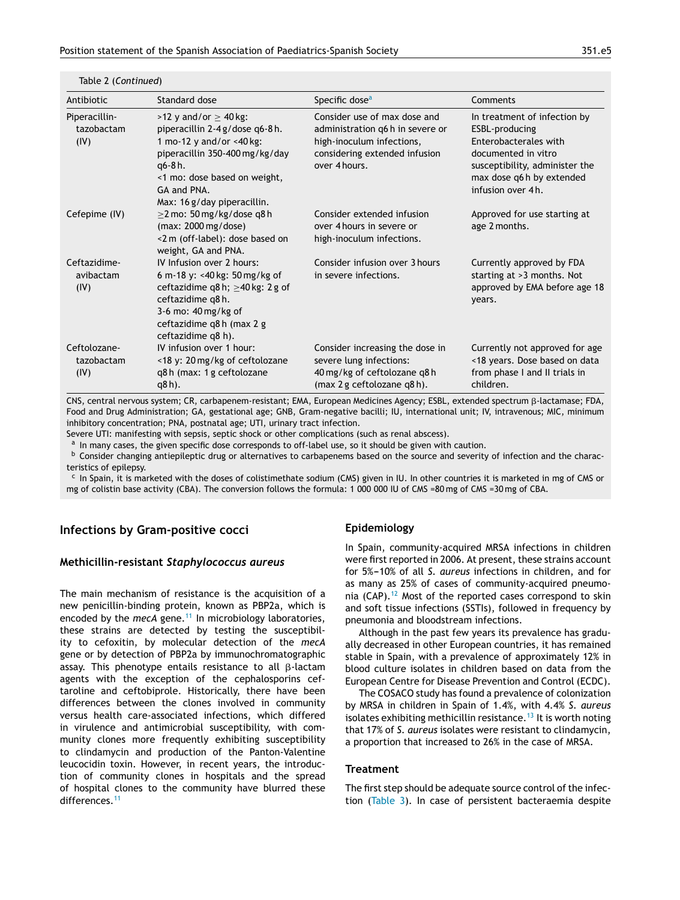Table 2 (*Continued*)

| Antibiotic | Standard dose | Specific dose[a] | Comments |
|---|---|---|---|
| Piperacillin-tazobactam (IV) | >12 y and/or ≥ 40 kg: piperacillin 2-4 g/dose q6-8 h. 1 mo-12 y and/or <40 kg: piperacillin 350-400 mg/kg/day q6-8 h. <1 mo: dose based on weight, GA and PNA. Max: 16 g/day piperacillin. | Consider use of max dose and administration q6 h in severe or high-inoculum infections, considering extended infusion over 4 hours. | In treatment of infection by ESBL-producing Enterobacterales with documented in vitro susceptibility, administer the max dose q6 h by extended infusion over 4 h. |
| Cefepime (IV) | ≥2 mo: 50 mg/kg/dose q8 h (max: 2000 mg/dose) <2 m (off-label): dose based on weight, GA and PNA. | Consider extended infusion over 4 hours in severe or high-inoculum infections. | Approved for use starting at age 2 months. |
| Ceftazidime-avibactam (IV) | IV Infusion over 2 hours: 6 m-18 y: <40 kg: 50 mg/kg of ceftazidime q8 h; ≥40 kg: 2 g of ceftazidime q8 h. 3-6 mo: 40 mg/kg of ceftazidime q8 h (max 2 g ceftazidime q8 h). | Consider infusion over 3 hours in severe infections. | Currently approved by FDA starting at >3 months. Not approved by EMA before age 18 years. |
| Ceftolozane-tazobactam (IV) | IV infusion over 1 hour: <18 y: 20 mg/kg of ceftolozane q8 h (max: 1 g ceftolozane q8 h). | Consider increasing the dose in severe lung infections: 40 mg/kg of ceftolozane q8 h (max 2 g ceftolozane q8 h). | Currently not approved for age <18 years. Dose based on data from phase I and II trials in children. |

CNS, central nervous system; CR, carbapenem-resistant; EMA, European Medicines Agency; ESBL, extended spectrum β-lactamase; FDA, Food and Drug Administration; GA, gestational age; GNB, Gram-negative bacilli; IU, international unit; IV, intravenous; MIC, minimum inhibitory concentration; PNA, postnatal age; UTI, urinary tract infection.

Severe UTI: manifesting with sepsis, septic shock or other complications (such as renal abscess).

[a] In many cases, the given specific dose corresponds to off-label use, so it should be given with caution.

[b] Consider changing antiepileptic drug or alternatives to carbapenems based on the source and severity of infection and the characteristics of epilepsy.

[c] In Spain, it is marketed with the doses of colistimethate sodium (CMS) given in IU. In other countries it is marketed in mg of CMS or mg of colistin base activity (CBA). The conversion follows the formula: 1 000 000 IU of CMS =80 mg of CMS =30 mg of CBA.

## Infections by Gram-positive cocci

### Methicillin-resistant *Staphylococcus aureus*

The main mechanism of resistance is the acquisition of a new penicillin-binding protein, known as PBP2a, which is encoded by the *mecA* gene.[11] In microbiology laboratories, these strains are detected by testing the susceptibility to cefoxitin, by molecular detection of the *mecA* gene or by detection of PBP2a by immunochromatographic assay. This phenotype entails resistance to all β-lactam agents with the exception of the cephalosporins ceftaroline and ceftobiprole. Historically, there have been differences between the clones involved in community versus health care-associated infections, which differed in virulence and antimicrobial susceptibility, with community clones more frequently exhibiting susceptibility to clindamycin and production of the Panton-Valentine leucocidin toxin. However, in recent years, the introduction of community clones in hospitals and the spread of hospital clones to the community have blurred these differences.[11]

#### Epidemiology

In Spain, community-acquired MRSA infections in children were first reported in 2006. At present, these strains account for 5%–10% of all *S. aureus* infections in children, and for as many as 25% of cases of community-acquired pneumonia (CAP).[12] Most of the reported cases correspond to skin and soft tissue infections (SSTIs), followed in frequency by pneumonia and bloodstream infections.

Although in the past few years its prevalence has gradually decreased in other European countries, it has remained stable in Spain, with a prevalence of approximately 12% in blood culture isolates in children based on data from the European Centre for Disease Prevention and Control (ECDC).

The COSACO study has found a prevalence of colonization by MRSA in children in Spain of 1.4%, with 4.4% *S. aureus* isolates exhibiting methicillin resistance.[13] It is worth noting that 17% of *S. aureus* isolates were resistant to clindamycin, a proportion that increased to 26% in the case of MRSA.

#### Treatment

The first step should be adequate source control of the infection (Table 3). In case of persistent bacteraemia despite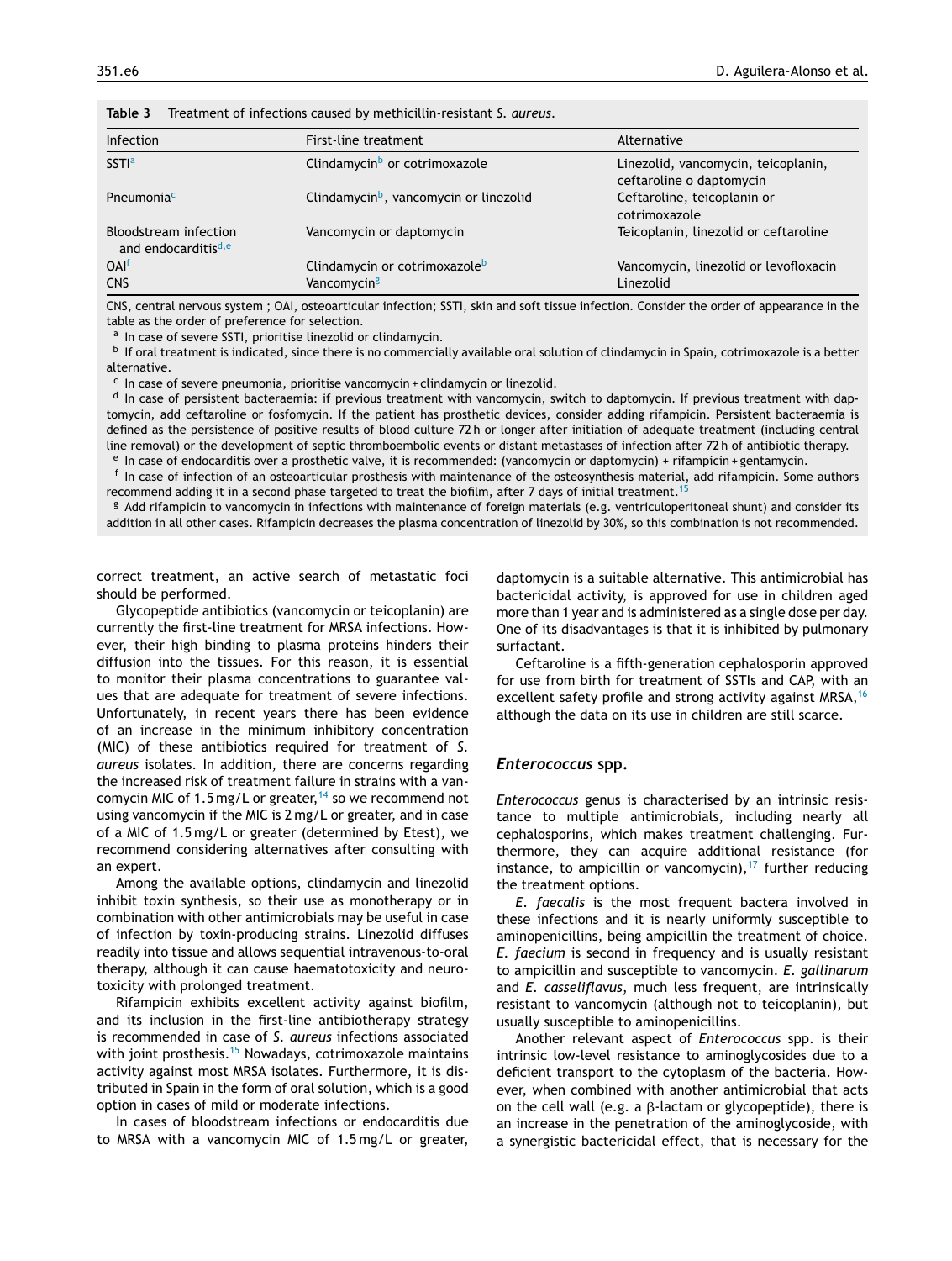**Table 3** Treatment of infections caused by methicillin-resistant *S. aureus*.

| Infection | First-line treatment | Alternative |
|---|---|---|
| SSTI[a] | Clindamycin[b] or cotrimoxazole | Linezolid, vancomycin, teicoplanin, ceftaroline o daptomycin |
| Pneumonia[c] | Clindamycin[b], vancomycin or linezolid | Ceftaroline, teicoplanin or cotrimoxazole |
| Bloodstream infection and endocarditis[d,e] | Vancomycin or daptomycin | Teicoplanin, linezolid or ceftaroline |
| OAI[f] | Clindamycin or cotrimoxazole[b] | Vancomycin, linezolid or levofloxacin |
| CNS | Vancomycin[g] | Linezolid |

CNS, central nervous system ; OAI, osteoarticular infection; SSTI, skin and soft tissue infection. Consider the order of appearance in the table as the order of preference for selection.

[a] In case of severe SSTI, prioritise linezolid or clindamycin.

[b] If oral treatment is indicated, since there is no commercially available oral solution of clindamycin in Spain, cotrimoxazole is a better alternative.

[c] In case of severe pneumonia, prioritise vancomycin + clindamycin or linezolid.

[d] In case of persistent bacteraemia: if previous treatment with vancomycin, switch to daptomycin. If previous treatment with daptomycin, add ceftaroline or fosfomycin. If the patient has prosthetic devices, consider adding rifampicin. Persistent bacteraemia is defined as the persistence of positive results of blood culture 72 h or longer after initiation of adequate treatment (including central line removal) or the development of septic thromboembolic events or distant metastases of infection after 72 h of antibiotic therapy.

[e] In case of endocarditis over a prosthetic valve, it is recommended: (vancomycin or daptomycin) + rifampicin + gentamycin.

[f] In case of infection of an osteoarticular prosthesis with maintenance of the osteosynthesis material, add rifampicin. Some authors recommend adding it in a second phase targeted to treat the biofilm, after 7 days of initial treatment.[15]

[g] Add rifampicin to vancomycin in infections with maintenance of foreign materials (e.g. ventriculoperitoneal shunt) and consider its addition in all other cases. Rifampicin decreases the plasma concentration of linezolid by 30%, so this combination is not recommended.

correct treatment, an active search of metastatic foci should be performed.

Glycopeptide antibiotics (vancomycin or teicoplanin) are currently the first-line treatment for MRSA infections. However, their high binding to plasma proteins hinders their diffusion into the tissues. For this reason, it is essential to monitor their plasma concentrations to guarantee values that are adequate for treatment of severe infections. Unfortunately, in recent years there has been evidence of an increase in the minimum inhibitory concentration (MIC) of these antibiotics required for treatment of *S. aureus* isolates. In addition, there are concerns regarding the increased risk of treatment failure in strains with a vancomycin MIC of 1.5 mg/L or greater,[14] so we recommend not using vancomycin if the MIC is 2 mg/L or greater, and in case of a MIC of 1.5 mg/L or greater (determined by Etest), we recommend considering alternatives after consulting with an expert.

Among the available options, clindamycin and linezolid inhibit toxin synthesis, so their use as monotherapy or in combination with other antimicrobials may be useful in case of infection by toxin-producing strains. Linezolid diffuses readily into tissue and allows sequential intravenous-to-oral therapy, although it can cause haematotoxicity and neurotoxicity with prolonged treatment.

Rifampicin exhibits excellent activity against biofilm, and its inclusion in the first-line antibiotherapy strategy is recommended in case of *S. aureus* infections associated with joint prosthesis.[15] Nowadays, cotrimoxazole maintains activity against most MRSA isolates. Furthermore, it is distributed in Spain in the form of oral solution, which is a good option in cases of mild or moderate infections.

In cases of bloodstream infections or endocarditis due to MRSA with a vancomycin MIC of 1.5 mg/L or greater, daptomycin is a suitable alternative. This antimicrobial has bactericidal activity, is approved for use in children aged more than 1 year and is administered as a single dose per day. One of its disadvantages is that it is inhibited by pulmonary surfactant.

Ceftaroline is a fifth-generation cephalosporin approved for use from birth for treatment of SSTIs and CAP, with an excellent safety profile and strong activity against MRSA,[16] although the data on its use in children are still scarce.

## *Enterococcus* spp.

*Enterococcus* genus is characterised by an intrinsic resistance to multiple antimicrobials, including nearly all cephalosporins, which makes treatment challenging. Furthermore, they can acquire additional resistance (for instance, to ampicillin or vancomycin),[17] further reducing the treatment options.

*E. faecalis* is the most frequent bactera involved in these infections and it is nearly uniformly susceptible to aminopenicillins, being ampicillin the treatment of choice. *E. faecium* is second in frequency and is usually resistant to ampicillin and susceptible to vancomycin. *E. gallinarum* and *E. casseliflavus*, much less frequent, are intrinsically resistant to vancomycin (although not to teicoplanin), but usually susceptible to aminopenicillins.

Another relevant aspect of *Enterococcus* spp. is their intrinsic low-level resistance to aminoglycosides due to a deficient transport to the cytoplasm of the bacteria. However, when combined with another antimicrobial that acts on the cell wall (e.g. a β-lactam or glycopeptide), there is an increase in the penetration of the aminoglycoside, with a synergistic bactericidal effect, that is necessary for the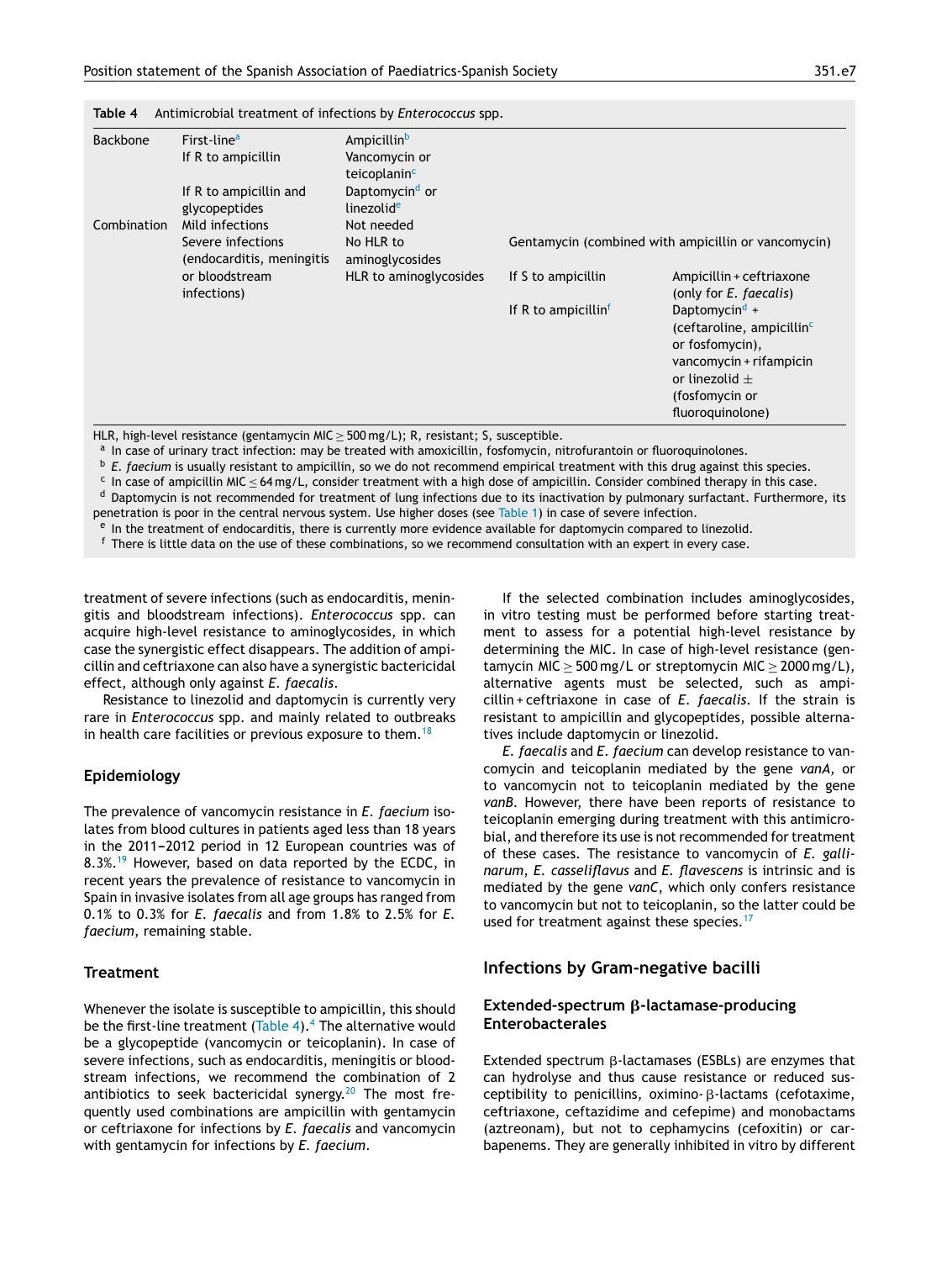**Table 4** Antimicrobial treatment of infections by *Enterococcus* spp.

| | | | | |
|---|---|---|---|---|
| Backbone | First-line[a] | Ampicillin[b] | | |
| | If R to ampicillin | Vancomycin or teicoplanin[c] | | |
| | If R to ampicillin and glycopeptides | Daptomycin[d] or linezolid[e] | | |
| Combination | Mild infections | Not needed | | |
| | Severe infections (endocarditis, meningitis or bloodstream infections) | No HLR to aminoglycosides | Gentamycin (combined with ampicillin or vancomycin) | |
| | | HLR to aminoglycosides | If S to ampicillin | Ampicillin + ceftriaxone (only for *E. faecalis*) |
| | | | If R to ampicillin[f] | Daptomycin[d] + (ceftaroline, ampicillin[c] or fosfomycin), vancomycin + rifampicin or linezolid ± (fosfomycin or fluoroquinolone) |

HLR, high-level resistance (gentamycin MIC ≥ 500 mg/L); R, resistant; S, susceptible.

[a] In case of urinary tract infection: may be treated with amoxicillin, fosfomycin, nitrofurantoin or fluoroquinolones.

[b] *E. faecium* is usually resistant to ampicillin, so we do not recommend empirical treatment with this drug against this species.

[c] In case of ampicillin MIC ≤ 64 mg/L, consider treatment with a high dose of ampicillin. Consider combined therapy in this case.

[d] Daptomycin is not recommended for treatment of lung infections due to its inactivation by pulmonary surfactant. Furthermore, its penetration is poor in the central nervous system. Use higher doses (see Table 1) in case of severe infection.

[e] In the treatment of endocarditis, there is currently more evidence available for daptomycin compared to linezolid.

[f] There is little data on the use of these combinations, so we recommend consultation with an expert in every case.

treatment of severe infections (such as endocarditis, meningitis and bloodstream infections). *Enterococcus* spp. can acquire high-level resistance to aminoglycosides, in which case the synergistic effect disappears. The addition of ampicillin and ceftriaxone can also have a synergistic bactericidal effect, although only against *E. faecalis*.

Resistance to linezolid and daptomycin is currently very rare in *Enterococcus* spp. and mainly related to outbreaks in health care facilities or previous exposure to them.[18]

### Epidemiology

The prevalence of vancomycin resistance in *E. faecium* isolates from blood cultures in patients aged less than 18 years in the 2011–2012 period in 12 European countries was of 8.3%.[19] However, based on data reported by the ECDC, in recent years the prevalence of resistance to vancomycin in Spain in invasive isolates from all age groups has ranged from 0.1% to 0.3% for *E. faecalis* and from 1.8% to 2.5% for *E. faecium*, remaining stable.

### Treatment

Whenever the isolate is susceptible to ampicillin, this should be the first-line treatment (Table 4).[4] The alternative would be a glycopeptide (vancomycin or teicoplanin). In case of severe infections, such as endocarditis, meningitis or bloodstream infections, we recommend the combination of 2 antibiotics to seek bactericidal synergy.[20] The most frequently used combinations are ampicillin with gentamycin or ceftriaxone for infections by *E. faecalis* and vancomycin with gentamycin for infections by *E. faecium*.

If the selected combination includes aminoglycosides, in vitro testing must be performed before starting treatment to assess for a potential high-level resistance by determining the MIC. In case of high-level resistance (gentamycin MIC ≥ 500 mg/L or streptomycin MIC ≥ 2000 mg/L), alternative agents must be selected, such as ampicillin + ceftriaxone in case of *E. faecalis*. If the strain is resistant to ampicillin and glycopeptides, possible alternatives include daptomycin or linezolid.

*E. faecalis* and *E. faecium* can develop resistance to vancomycin and teicoplanin mediated by the gene *vanA*, or to vancomycin not to teicoplanin mediated by the gene *vanB*. However, there have been reports of resistance to teicoplanin emerging during treatment with this antimicrobial, and therefore its use is not recommended for treatment of these cases. The resistance to vancomycin of *E. gallinarum*, *E. casseliflavus* and *E. flavescens* is intrinsic and is mediated by the gene *vanC*, which only confers resistance to vancomycin but not to teicoplanin, so the latter could be used for treatment against these species.[17]

## Infections by Gram-negative bacilli

### Extended-spectrum β-lactamase-producing Enterobacterales

Extended spectrum β-lactamases (ESBLs) are enzymes that can hydrolyse and thus cause resistance or reduced susceptibility to penicillins, oximino-β-lactams (cefotaxime, ceftriaxone, ceftazidime and cefepime) and monobactams (aztreonam), but not to cephamycins (cefoxitin) or carbapenems. They are generally inhibited in vitro by different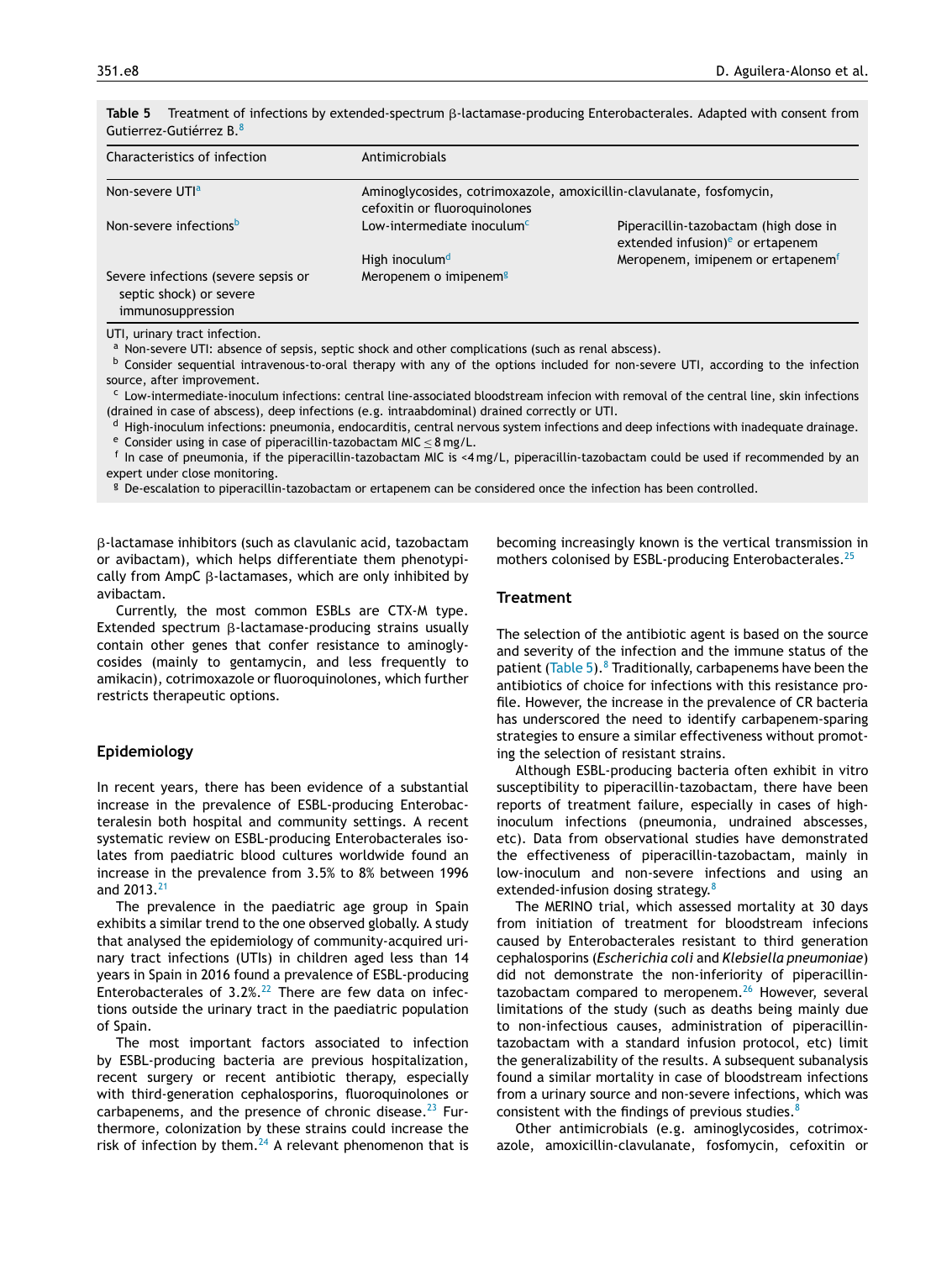**Table 5** Treatment of infections by extended-spectrum β-lactamase-producing Enterobacterales. Adapted with consent from Gutierrez-Gutiérrez B.[8]

| Characteristics of infection | Antimicrobials | |
|---|---|---|
| Non-severe UTI[a] | Aminoglycosides, cotrimoxazole, amoxicillin-clavulanate, fosfomycin, cefoxitin or fluoroquinolones | |
| Non-severe infections[b] | Low-intermediate inoculum[c] | Piperacillin-tazobactam (high dose in extended infusion)[e] or ertapenem |
| | High inoculum[d] | Meropenem, imipenem or ertapenem[f] |
| Severe infections (severe sepsis or septic shock) or severe immunosuppression | Meropenem o imipenem[g] | |

UTI, urinary tract infection.
[a] Non-severe UTI: absence of sepsis, septic shock and other complications (such as renal abscess).
[b] Consider sequential intravenous-to-oral therapy with any of the options included for non-severe UTI, according to the infection source, after improvement.
[c] Low-intermediate-inoculum infections: central line-associated bloodstream infecion with removal of the central line, skin infections (drained in case of abscess), deep infections (e.g. intraabdominal) drained correctly or UTI.
[d] High-inoculum infections: pneumonia, endocarditis, central nervous system infections and deep infections with inadequate drainage.
[e] Consider using in case of piperacillin-tazobactam MIC ≤ 8 mg/L.
[f] In case of pneumonia, if the piperacillin-tazobactam MIC is <4 mg/L, piperacillin-tazobactam could be used if recommended by an expert under close monitoring.
[g] De-escalation to piperacillin-tazobactam or ertapenem can be considered once the infection has been controlled.

β-lactamase inhibitors (such as clavulanic acid, tazobactam or avibactam), which helps differentiate them phenotypically from AmpC β-lactamases, which are only inhibited by avibactam.

Currently, the most common ESBLs are CTX-M type. Extended spectrum β-lactamase-producing strains usually contain other genes that confer resistance to aminoglycosides (mainly to gentamycin, and less frequently to amikacin), cotrimoxazole or fluoroquinolones, which further restricts therapeutic options.

## Epidemiology

In recent years, there has been evidence of a substantial increase in the prevalence of ESBL-producing Enterobacteralesin both hospital and community settings. A recent systematic review on ESBL-producing Enterobacterales isolates from paediatric blood cultures worldwide found an increase in the prevalence from 3.5% to 8% between 1996 and 2013.[21]

The prevalence in the paediatric age group in Spain exhibits a similar trend to the one observed globally. A study that analysed the epidemiology of community-acquired urinary tract infections (UTIs) in children aged less than 14 years in Spain in 2016 found a prevalence of ESBL-producing Enterobacterales of 3.2%.[22] There are few data on infections outside the urinary tract in the paediatric population of Spain.

The most important factors associated to infection by ESBL-producing bacteria are previous hospitalization, recent surgery or recent antibiotic therapy, especially with third-generation cephalosporins, fluoroquinolones or carbapenems, and the presence of chronic disease.[23] Furthermore, colonization by these strains could increase the risk of infection by them.[24] A relevant phenomenon that is becoming increasingly known is the vertical transmission in mothers colonised by ESBL-producing Enterobacterales.[25]

## Treatment

The selection of the antibiotic agent is based on the source and severity of the infection and the immune status of the patient (Table 5).[8] Traditionally, carbapenems have been the antibiotics of choice for infections with this resistance profile. However, the increase in the prevalence of CR bacteria has underscored the need to identify carbapenem-sparing strategies to ensure a similar effectiveness without promoting the selection of resistant strains.

Although ESBL-producing bacteria often exhibit in vitro susceptibility to piperacillin-tazobactam, there have been reports of treatment failure, especially in cases of high-inoculum infections (pneumonia, undrained abscesses, etc). Data from observational studies have demonstrated the effectiveness of piperacillin-tazobactam, mainly in low-inoculum and non-severe infections and using an extended-infusion dosing strategy.[8]

The MERINO trial, which assessed mortality at 30 days from initiation of treatment for bloodstream infecions caused by Enterobacterales resistant to third generation cephalosporins (*Escherichia coli* and *Klebsiella pneumoniae*) did not demonstrate the non-inferiority of piperacillin-tazobactam compared to meropenem.[26] However, several limitations of the study (such as deaths being mainly due to non-infectious causes, administration of piperacillin-tazobactam with a standard infusion protocol, etc) limit the generalizability of the results. A subsequent subanalysis found a similar mortality in case of bloodstream infections from a urinary source and non-severe infections, which was consistent with the findings of previous studies.[8]

Other antimicrobials (e.g. aminoglycosides, cotrimoxazole, amoxicillin-clavulanate, fosfomycin, cefoxitin or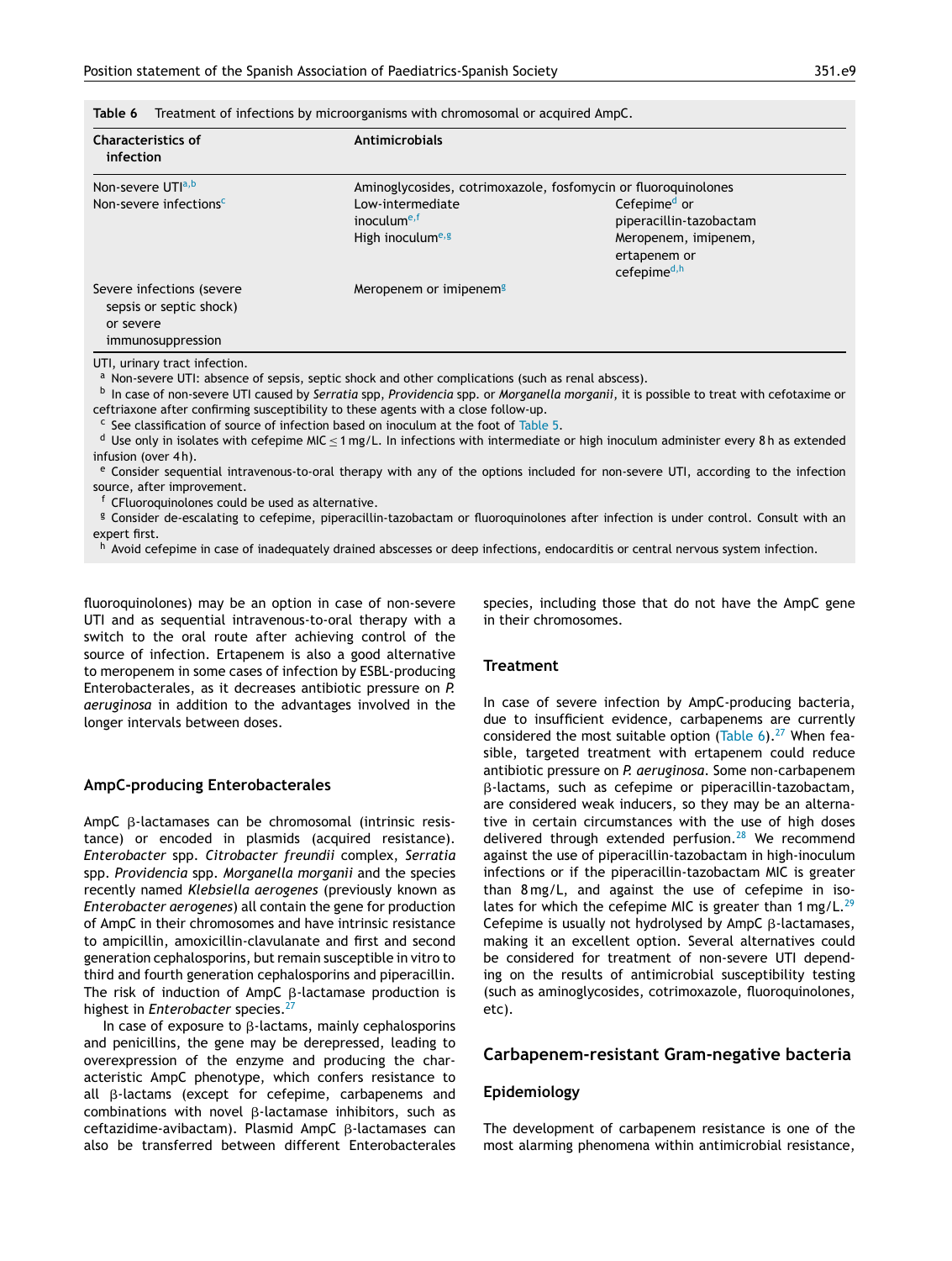Table 6 Treatment of infections by microorganisms with chromosomal or acquired AmpC.

| Characteristics of infection | Antimicrobials | |
|---|---|---|
| Non-severe UTI[a,b] | Aminoglycosides, cotrimoxazole, fosfomycin or fluoroquinolones | |
| Non-severe infections[c] | Low-intermediate inoculum[e,f] | Cefepime[d] or piperacillin-tazobactam |
| | High inoculum[e,g] | Meropenem, imipenem, ertapenem or cefepime[d,h] |
| Severe infections (severe sepsis or septic shock) or severe immunosuppression | Meropenem or imipenem[g] | |

UTI, urinary tract infection.
[a] Non-severe UTI: absence of sepsis, septic shock and other complications (such as renal abscess).
[b] In case of non-severe UTI caused by *Serratia* spp, *Providencia* spp. or *Morganella morganii*, it is possible to treat with cefotaxime or ceftriaxone after confirming susceptibility to these agents with a close follow-up.
[c] See classification of source of infection based on inoculum at the foot of Table 5.
[d] Use only in isolates with cefepime MIC ≤ 1 mg/L. In infections with intermediate or high inoculum administer every 8 h as extended infusion (over 4 h).
[e] Consider sequential intravenous-to-oral therapy with any of the options included for non-severe UTI, according to the infection source, after improvement.
[f] CFluoroquinolones could be used as alternative.
[g] Consider de-escalating to cefepime, piperacillin-tazobactam or fluoroquinolones after infection is under control. Consult with an expert first.
[h] Avoid cefepime in case of inadequately drained abscesses or deep infections, endocarditis or central nervous system infection.

fluoroquinolones) may be an option in case of non-severe UTI and as sequential intravenous-to-oral therapy with a switch to the oral route after achieving control of the source of infection. Ertapenem is also a good alternative to meropenem in some cases of infection by ESBL-producing Enterobacterales, as it decreases antibiotic pressure on *P. aeruginosa* in addition to the advantages involved in the longer intervals between doses.

## AmpC-producing Enterobacterales

AmpC β-lactamases can be chromosomal (intrinsic resistance) or encoded in plasmids (acquired resistance). *Enterobacter* spp. *Citrobacter freundii* complex, *Serratia* spp. *Providencia* spp. *Morganella morganii* and the species recently named *Klebsiella aerogenes* (previously known as *Enterobacter aerogenes*) all contain the gene for production of AmpC in their chromosomes and have intrinsic resistance to ampicillin, amoxicillin-clavulanate and first and second generation cephalosporins, but remain susceptible in vitro to third and fourth generation cephalosporins and piperacillin. The risk of induction of AmpC β-lactamase production is highest in *Enterobacter* species.[27]

In case of exposure to β-lactams, mainly cephalosporins and penicillins, the gene may be derepressed, leading to overexpression of the enzyme and producing the characteristic AmpC phenotype, which confers resistance to all β-lactams (except for cefepime, carbapenems and combinations with novel β-lactamase inhibitors, such as ceftazidime-avibactam). Plasmid AmpC β-lactamases can also be transferred between different Enterobacterales species, including those that do not have the AmpC gene in their chromosomes.

### Treatment

In case of severe infection by AmpC-producing bacteria, due to insufficient evidence, carbapenems are currently considered the most suitable option (Table 6).[27] When feasible, targeted treatment with ertapenem could reduce antibiotic pressure on *P. aeruginosa*. Some non-carbapenem β-lactams, such as cefepime or piperacillin-tazobactam, are considered weak inducers, so they may be an alternative in certain circumstances with the use of high doses delivered through extended perfusion.[28] We recommend against the use of piperacillin-tazobactam in high-inoculum infections or if the piperacillin-tazobactam MIC is greater than 8 mg/L, and against the use of cefepime in isolates for which the cefepime MIC is greater than 1 mg/L.[29] Cefepime is usually not hydrolysed by AmpC β-lactamases, making it an excellent option. Several alternatives could be considered for treatment of non-severe UTI depending on the results of antimicrobial susceptibility testing (such as aminoglycosides, cotrimoxazole, fluoroquinolones, etc).

## Carbapenem-resistant Gram-negative bacteria

### Epidemiology

The development of carbapenem resistance is one of the most alarming phenomena within antimicrobial resistance,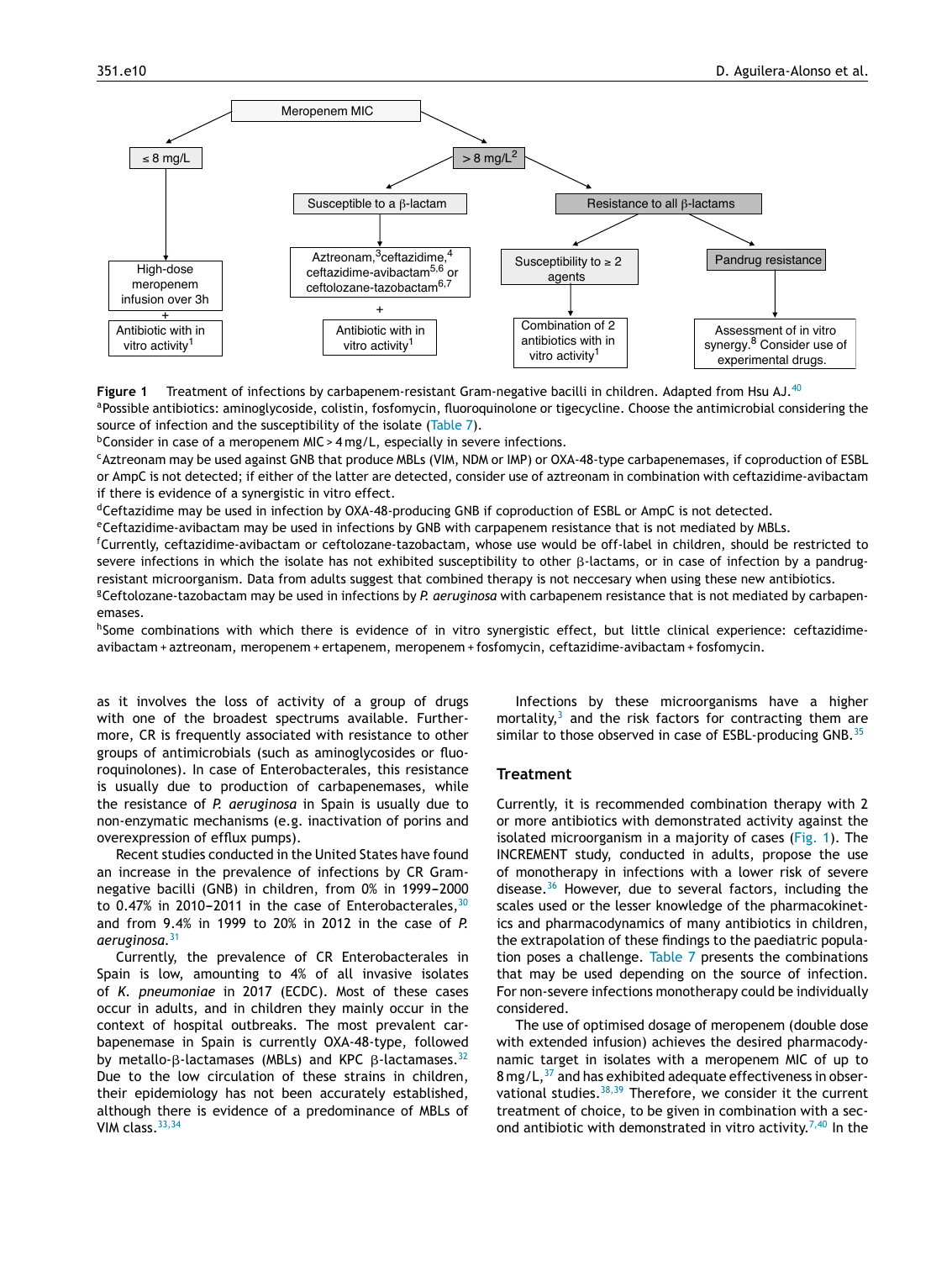Meropenem MIC

- ≤ 8 mg/L
  - High-dose meropenem infusion over 3h + Antibiotic with in vitro activity[1]
- > 8 mg/L[2]
  - Susceptible to a β-lactam
    - Aztreonam,[3] ceftazidime,[4] ceftazidime-avibactam[5,6] or ceftolozane-tazobactam[6,7] + Antibiotic with in vitro activity[1]
  - Resistance to all β-lactams
    - Susceptibility to ≥ 2 agents
      - Combination of 2 antibiotics with in vitro activity[1]
    - Pandrug resistance
      - Assessment of in vitro synergy.[8] Consider use of experimental drugs.

**Figure 1** Treatment of infections by carbapenem-resistant Gram-negative bacilli in children. Adapted from Hsu AJ.[40]

[a]Possible antibiotics: aminoglycoside, colistin, fosfomycin, fluoroquinolone or tigecycline. Choose the antimicrobial considering the source of infection and the susceptibility of the isolate (Table 7).

[b]Consider in case of a meropenem MIC > 4 mg/L, especially in severe infections.

[c]Aztreonam may be used against GNB that produce MBLs (VIM, NDM or IMP) or OXA-48-type carbapenemases, if coproduction of ESBL or AmpC is not detected; if either of the latter are detected, consider use of aztreonam in combination with ceftazidime-avibactam if there is evidence of a synergistic in vitro effect.

[d]Ceftazidime may be used in infection by OXA-48-producing GNB if coproduction of ESBL or AmpC is not detected.

[e]Ceftazidime-avibactam may be used in infections by GNB with carpapenem resistance that is not mediated by MBLs.

[f]Currently, ceftazidime-avibactam or ceftolozane-tazobactam, whose use would be off-label in children, should be restricted to severe infections in which the isolate has not exhibited susceptibility to other β-lactams, or in case of infection by a pandrug-resistant microorganism. Data from adults suggest that combined therapy is not neccesary when using these new antibiotics.

[g]Ceftolozane-tazobactam may be used in infections by *P. aeruginosa* with carbapenem resistance that is not mediated by carbapenemases.

[h]Some combinations with which there is evidence of in vitro synergistic effect, but little clinical experience: ceftazidime-avibactam + aztreonam, meropenem + ertapenem, meropenem + fosfomycin, ceftazidime-avibactam + fosfomycin.

as it involves the loss of activity of a group of drugs with one of the broadest spectrums available. Furthermore, CR is frequently associated with resistance to other groups of antimicrobials (such as aminoglycosides or fluoroquinolones). In case of Enterobacterales, this resistance is usually due to production of carbapenemases, while the resistance of *P. aeruginosa* in Spain is usually due to non-enzymatic mechanisms (e.g. inactivation of porins and overexpression of efflux pumps).

Recent studies conducted in the United States have found an increase in the prevalence of infections by CR Gram-negative bacilli (GNB) in children, from 0% in 1999–2000 to 0.47% in 2010–2011 in the case of Enterobacterales,[30] and from 9.4% in 1999 to 20% in 2012 in the case of *P. aeruginosa*.[31]

Currently, the prevalence of CR Enterobacterales in Spain is low, amounting to 4% of all invasive isolates of *K. pneumoniae* in 2017 (ECDC). Most of these cases occur in adults, and in children they mainly occur in the context of hospital outbreaks. The most prevalent carbapenemase in Spain is currently OXA-48-type, followed by metallo-β-lactamases (MBLs) and KPC β-lactamases.[32] Due to the low circulation of these strains in children, their epidemiology has not been accurately established, although there is evidence of a predominance of MBLs of VIM class.[33,34]

Infections by these microorganisms have a higher mortality,[3] and the risk factors for contracting them are similar to those observed in case of ESBL-producing GNB.[35]

## Treatment

Currently, it is recommended combination therapy with 2 or more antibiotics with demonstrated activity against the isolated microorganism in a majority of cases (Fig. 1). The INCREMENT study, conducted in adults, propose the use of monotherapy in infections with a lower risk of severe disease.[36] However, due to several factors, including the scales used or the lesser knowledge of the pharmacokinetics and pharmacodynamics of many antibiotics in children, the extrapolation of these findings to the paediatric population poses a challenge. Table 7 presents the combinations that may be used depending on the source of infection. For non-severe infections monotherapy could be individually considered.

The use of optimised dosage of meropenem (double dose with extended infusion) achieves the desired pharmacodynamic target in isolates with a meropenem MIC of up to 8 mg/L,[37] and has exhibited adequate effectiveness in observational studies.[38,39] Therefore, we consider it the current treatment of choice, to be given in combination with a second antibiotic with demonstrated in vitro activity.[7,40] In the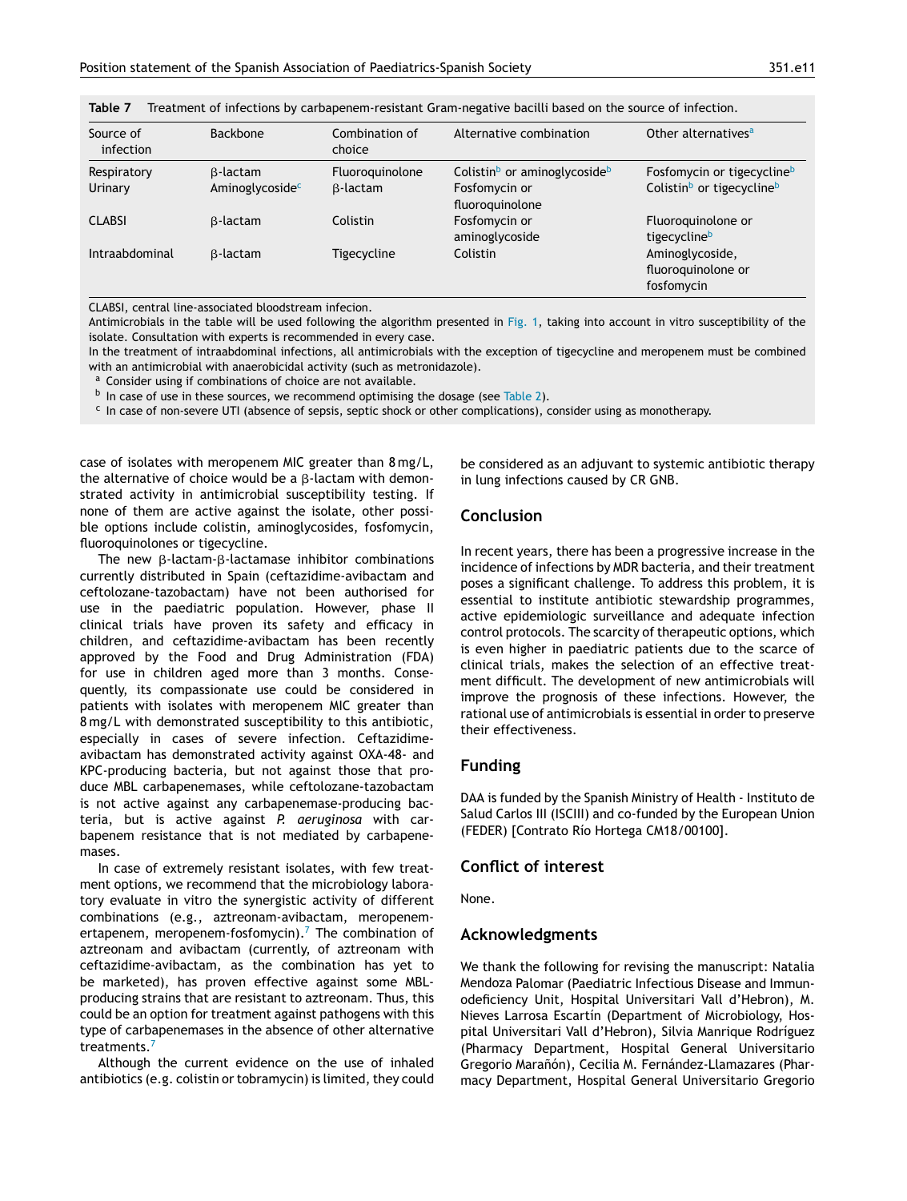**Table 7** Treatment of infections by carbapenem-resistant Gram-negative bacilli based on the source of infection.

| Source of infection | Backbone | Combination of choice | Alternative combination | Other alternatives[a] |
|---|---|---|---|---|
| Respiratory | β-lactam | Fluoroquinolone | Colistin[b] or aminoglycoside[b] | Fosfomycin or tigecycline[b] |
| Urinary | Aminoglycoside[c] | β-lactam | Fosfomycin or fluoroquinolone | Colistin[b] or tigecycline[b] |
| CLABSI | β-lactam | Colistin | Fosfomycin or aminoglycoside | Fluoroquinolone or tigecycline[b] |
| Intraabdominal | β-lactam | Tigecycline | Colistin | Aminoglycoside, fluoroquinolone or fosfomycin |

CLABSI, central line-associated bloodstream infecion.

Antimicrobials in the table will be used following the algorithm presented in Fig. 1, taking into account in vitro susceptibility of the isolate. Consultation with experts is recommended in every case.

In the treatment of intraabdominal infections, all antimicrobials with the exception of tigecycline and meropenem must be combined with an antimicrobial with anaerobicidal activity (such as metronidazole).

[a] Consider using if combinations of choice are not available.

[b] In case of use in these sources, we recommend optimising the dosage (see Table 2).

[c] In case of non-severe UTI (absence of sepsis, septic shock or other complications), consider using as monotherapy.

case of isolates with meropenem MIC greater than 8 mg/L, the alternative of choice would be a β-lactam with demonstrated activity in antimicrobial susceptibility testing. If none of them are active against the isolate, other possible options include colistin, aminoglycosides, fosfomycin, fluoroquinolones or tigecycline.

The new β-lactam-β-lactamase inhibitor combinations currently distributed in Spain (ceftazidime-avibactam and ceftolozane-tazobactam) have not been authorised for use in the paediatric population. However, phase II clinical trials have proven its safety and efficacy in children, and ceftazidime-avibactam has been recently approved by the Food and Drug Administration (FDA) for use in children aged more than 3 months. Consequently, its compassionate use could be considered in patients with isolates with meropenem MIC greater than 8 mg/L with demonstrated susceptibility to this antibiotic, especially in cases of severe infection. Ceftazidime-avibactam has demonstrated activity against OXA-48- and KPC-producing bacteria, but not against those that produce MBL carbapenemases, while ceftolozane-tazobactam is not active against any carbapenemase-producing bacteria, but is active against *P. aeruginosa* with carbapenem resistance that is not mediated by carbapenemases.

In case of extremely resistant isolates, with few treatment options, we recommend that the microbiology laboratory evaluate in vitro the synergistic activity of different combinations (e.g., aztreonam-avibactam, meropenem-ertapenem, meropenem-fosfomycin).[7] The combination of aztreonam and avibactam (currently, of aztreonam with ceftazidime-avibactam, as the combination has yet to be marketed), has proven effective against some MBL-producing strains that are resistant to aztreonam. Thus, this could be an option for treatment against pathogens with this type of carbapenemases in the absence of other alternative treatments.[7]

Although the current evidence on the use of inhaled antibiotics (e.g. colistin or tobramycin) is limited, they could be considered as an adjuvant to systemic antibiotic therapy in lung infections caused by CR GNB.

## Conclusion

In recent years, there has been a progressive increase in the incidence of infections by MDR bacteria, and their treatment poses a significant challenge. To address this problem, it is essential to institute antibiotic stewardship programmes, active epidemiologic surveillance and adequate infection control protocols. The scarcity of therapeutic options, which is even higher in paediatric patients due to the scarce of clinical trials, makes the selection of an effective treatment difficult. The development of new antimicrobials will improve the prognosis of these infections. However, the rational use of antimicrobials is essential in order to preserve their effectiveness.

## Funding

DAA is funded by the Spanish Ministry of Health - Instituto de Salud Carlos III (ISCIII) and co-funded by the European Union (FEDER) [Contrato Río Hortega CM18/00100].

## Conflict of interest

None.

## Acknowledgments

We thank the following for revising the manuscript: Natalia Mendoza Palomar (Paediatric Infectious Disease and Immunodeficiency Unit, Hospital Universitari Vall d'Hebron), M. Nieves Larrosa Escartín (Department of Microbiology, Hospital Universitari Vall d'Hebron), Silvia Manrique Rodríguez (Pharmacy Department, Hospital General Universitario Gregorio Marañón), Cecilia M. Fernández-Llamazares (Pharmacy Department, Hospital General Universitario Gregorio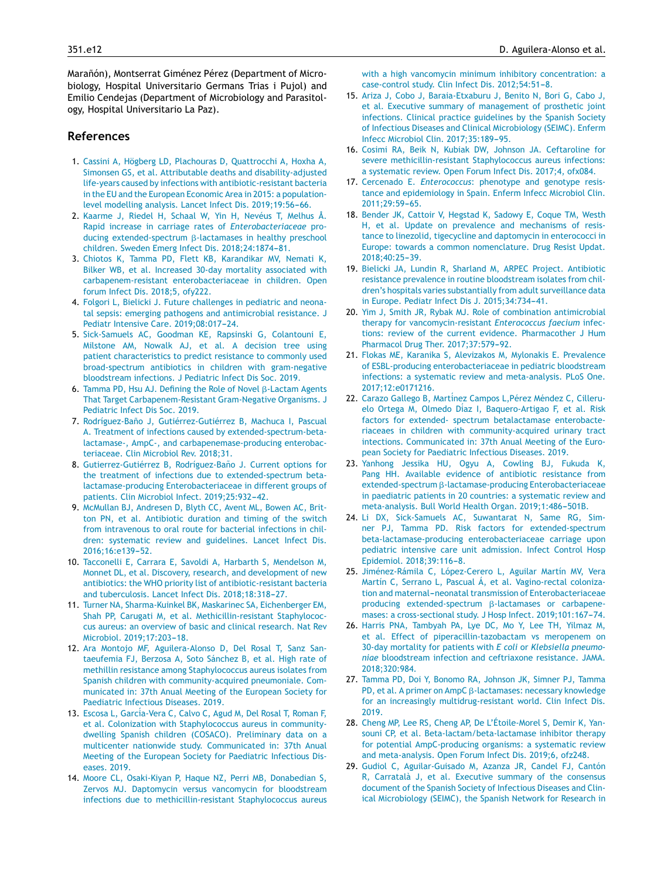Marañón), Montserrat Giménez Pérez (Department of Microbiology, Hospital Universitario Germans Trias i Pujol) and Emilio Cendejas (Department of Microbiology and Parasitology, Hospital Universitario La Paz).

## References

1. Cassini A, Högberg LD, Plachouras D, Quattrocchi A, Hoxha A, Simonsen GS, et al. Attributable deaths and disability-adjusted life-years caused by infections with antibiotic-resistant bacteria in the EU and the European Economic Area in 2015: a population-level modelling analysis. Lancet Infect Dis. 2019;19:56–66.
2. Kaarme J, Riedel H, Schaal W, Yin H, Nevéus T, Melhus Å. Rapid increase in carriage rates of *Enterobacteriaceae* producing extended-spectrum β-lactamases in healthy preschool children. Sweden Emerg Infect Dis. 2018;24:1874–81.
3. Chiotos K, Tamma PD, Flett KB, Karandikar MV, Nemati K, Bilker WB, et al. Increased 30-day mortality associated with carbapenem-resistant enterobacteriaceae in children. Open forum Infect Dis. 2018;5, ofy222.
4. Folgori L, Bielicki J. Future challenges in pediatric and neonatal sepsis: emerging pathogens and antimicrobial resistance. J Pediatr Intensive Care. 2019;08:017–24.
5. Sick-Samuels AC, Goodman KE, Rapsinski G, Colantouni E, Milstone AM, Nowalk AJ, et al. A decision tree using patient characteristics to predict resistance to commonly used broad-spectrum antibiotics in children with gram-negative bloodstream infections. J Pediatric Infect Dis Soc. 2019.
6. Tamma PD, Hsu AJ. Defining the Role of Novel β-Lactam Agents That Target Carbapenem-Resistant Gram-Negative Organisms. J Pediatric Infect Dis Soc. 2019.
7. Rodríguez-Baño J, Gutiérrez-Gutiérrez B, Machuca I, Pascual A. Treatment of infections caused by extended-spectrum-beta-lactamase-, AmpC-, and carbapenemase-producing enterobacteriaceae. Clin Microbiol Rev. 2018;31.
8. Gutierrez-Gutiérrez B, Rodríguez-Baño J. Current options for the treatment of infections due to extended-spectrum beta-lactamase-producing Enterobacteriaceae in different groups of patients. Clin Microbiol Infect. 2019;25:932–42.
9. McMullan BJ, Andresen D, Blyth CC, Avent ML, Bowen AC, Britton PN, et al. Antibiotic duration and timing of the switch from intravenous to oral route for bacterial infections in children: systematic review and guidelines. Lancet Infect Dis. 2016;16:e139–52.
10. Tacconelli E, Carrara E, Savoldi A, Harbarth S, Mendelson M, Monnet DL, et al. Discovery, research, and development of new antibiotics: the WHO priority list of antibiotic-resistant bacteria and tuberculosis. Lancet Infect Dis. 2018;18:318–27.
11. Turner NA, Sharma-Kuinkel BK, Maskarinec SA, Eichenberger EM, Shah PP, Carugati M, et al. Methicillin-resistant Staphylococcus aureus: an overview of basic and clinical research. Nat Rev Microbiol. 2019;17:203–18.
12. Ara Montojo MF, Aguilera-Alonso D, Del Rosal T, Sanz Santaeufemia FJ, Berzosa A, Soto Sánchez B, et al. High rate of methillin resistance among Staphylococcus aureus isolates from Spanish children with community-acquired pneumoniale. Communicated in: 37th Annual Meeting of the European Society for Paediatric Infectious Diseases. 2019.
13. Escosa L, García-Vera C, Calvo C, Agud M, Del Rosal T, Roman F, et al. Colonization with Staphylococcus aureus in community-dwelling Spanish children (COSACO). Preliminary data on a multicenter nationwide study. Communicated in: 37th Anual Meeting of the European Society for Paediatric Infectious Diseases. 2019.
14. Moore CL, Osaki-Kiyan P, Haque NZ, Perri MB, Donabedian S, Zervos MJ. Daptomycin versus vancomycin for bloodstream infections due to methicillin-resistant Staphylococcus aureus with a high vancomycin minimum inhibitory concentration: a case-control study. Clin Infect Dis. 2012;54:51–8.
15. Ariza J, Cobo J, Baraia-Etxaburu J, Benito N, Bori G, Cabo J, et al. Executive summary of management of prosthetic joint infections. Clinical practice guidelines by the Spanish Society of Infectious Diseases and Clinical Microbiology (SEIMC). Enferm Infecc Microbiol Clin. 2017;35:189–95.
16. Cosimi RA, Beik N, Kubiak DW, Johnson JA. Ceftaroline for severe methicillin-resistant Staphylococcus aureus infections: a systematic review. Open Forum Infect Dis. 2017;4, ofx084.
17. Cercenado E. *Enterococcus*: phenotype and genotype resistance and epidemiology in Spain. Enferm Infecc Microbiol Clin. 2011;29:59–65.
18. Bender JK, Cattoir V, Hegstad K, Sadowy E, Coque TM, Westh H, et al. Update on prevalence and mechanisms of resistance to linezolid, tigecycline and daptomycin in enterococci in Europe: towards a common nomenclature. Drug Resist Updat. 2018;40:25–39.
19. Bielicki JA, Lundin R, Sharland M, ARPEC Project. Antibiotic resistance prevalence in routine bloodstream isolates from children's hospitals varies substantially from adult surveillance data in Europe. Pediatr Infect Dis J. 2015;34:734–41.
20. Yim J, Smith JR, Rybak MJ. Role of combination antimicrobial therapy for vancomycin-resistant *Enterococcus faecium* infections: review of the current evidence. Pharmacother J Hum Pharmacol Drug Ther. 2017;37:579–92.
21. Flokas ME, Karanika S, Alevizakos M, Mylonakis E. Prevalence of ESBL-producing enterobacteriaceae in pediatric bloodstream infections: a systematic review and meta-analysis. PLoS One. 2017;12:e0171216.
22. Carazo Gallego B, Martínez Campos L,Pérez Méndez C, Cilleruelo Ortega M, Olmedo Díaz I, Baquero-Artigao F, et al. Risk factors for extended- spectrum betalactamase enterobacteriaceaes in children with community-acquired urinary tract intections. Communicated in: 37th Anual Meeting of the European Society for Paediatric Infectious Diseases. 2019.
23. Yanhong Jessika HU, Ogyu A, Cowling BJ, Fukuda K, Pang HH. Available evidence of antibiotic resistance from extended-spectrum β-lactamase-producing Enterobacteriaceae in paediatric patients in 20 countries: a systematic review and meta-analysis. Bull World Health Organ. 2019;1:486–501B.
24. Li DX, Sick-Samuels AC, Suwantarat N, Same RG, Simner PJ, Tamma PD. Risk factors for extended-spectrum beta-lactamase-producing enterobacteriaceae carriage upon pediatric intensive care unit admission. Infect Control Hosp Epidemiol. 2018;39:116–8.
25. Jiménez-Rámila C, López-Cerero L, Aguilar Martín MV, Vera Martín C, Serrano L, Pascual Á, et al. Vagino-rectal colonization and maternal–neonatal transmission of Enterobacteriaceae producing extended-spectrum β-lactamases or carbapenemases: a cross-sectional study. J Hosp Infect. 2019;101:167–74.
26. Harris PNA, Tambyah PA, Lye DC, Mo Y, Lee TH, Yilmaz M, et al. Effect of piperacillin-tazobactam vs meropenem on 30-day mortality for patients with *E coli* or *Klebsiella pneumoniae* bloodstream infection and ceftriaxone resistance. JAMA. 2018;320:984.
27. Tamma PD, Doi Y, Bonomo RA, Johnson JK, Simner PJ, Tamma PD, et al. A primer on AmpC β-lactamases: necessary knowledge for an increasingly multidrug-resistant world. Clin Infect Dis. 2019.
28. Cheng MP, Lee RS, Cheng AP, De L'Étoile-Morel S, Demir K, Yansouni CP, et al. Beta-lactam/beta-lactamase inhibitor therapy for potential AmpC-producing organisms: a systematic review and meta-analysis. Open Forum Infect Dis. 2019;6, ofz248.
29. Gudiol C, Aguilar-Guisado M, Azanza JR, Candel FJ, Cantón R, Carratalà J, et al. Executive summary of the consensus document of the Spanish Society of Infectious Diseases and Clinical Microbiology (SEIMC), the Spanish Network for Research in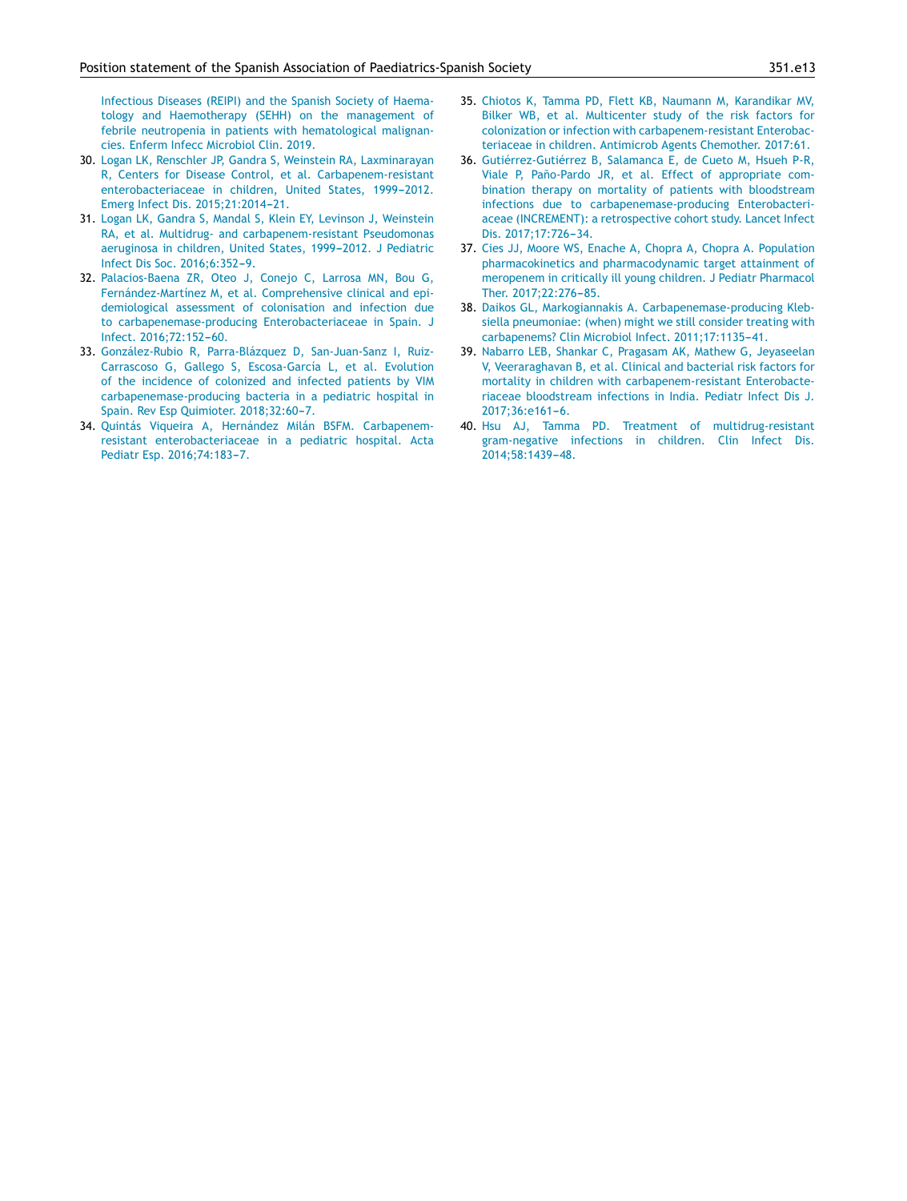Infectious Diseases (REIPI) and the Spanish Society of Haematology and Haemotherapy (SEHH) on the management of febrile neutropenia in patients with hematological malignancies. Enferm Infecc Microbiol Clin. 2019.

30. Logan LK, Renschler JP, Gandra S, Weinstein RA, Laxminarayan R, Centers for Disease Control, et al. Carbapenem-resistant enterobacteriaceae in children, United States, 1999−2012. Emerg Infect Dis. 2015;21:2014−21.
31. Logan LK, Gandra S, Mandal S, Klein EY, Levinson J, Weinstein RA, et al. Multidrug- and carbapenem-resistant Pseudomonas aeruginosa in children, United States, 1999−2012. J Pediatric Infect Dis Soc. 2016;6:352−9.
32. Palacios-Baena ZR, Oteo J, Conejo C, Larrosa MN, Bou G, Fernández-Martínez M, et al. Comprehensive clinical and epidemiological assessment of colonisation and infection due to carbapenemase-producing Enterobacteriaceae in Spain. J Infect. 2016;72:152−60.
33. González-Rubio R, Parra-Blázquez D, San-Juan-Sanz I, Ruiz-Carrascoso G, Gallego S, Escosa-García L, et al. Evolution of the incidence of colonized and infected patients by VIM carbapenemase-producing bacteria in a pediatric hospital in Spain. Rev Esp Quimioter. 2018;32:60−7.
34. Quintás Viqueira A, Hernández Milán BSFM. Carbapenem-resistant enterobacteriaceae in a pediatric hospital. Acta Pediatr Esp. 2016;74:183−7.
35. Chiotos K, Tamma PD, Flett KB, Naumann M, Karandikar MV, Bilker WB, et al. Multicenter study of the risk factors for colonization or infection with carbapenem-resistant Enterobacteriaceae in children. Antimicrob Agents Chemother. 2017:61.
36. Gutiérrez-Gutiérrez B, Salamanca E, de Cueto M, Hsueh P-R, Viale P, Paño-Pardo JR, et al. Effect of appropriate combination therapy on mortality of patients with bloodstream infections due to carbapenemase-producing Enterobacteriaceae (INCREMENT): a retrospective cohort study. Lancet Infect Dis. 2017;17:726−34.
37. Cies JJ, Moore WS, Enache A, Chopra A, Chopra A. Population pharmacokinetics and pharmacodynamic target attainment of meropenem in critically ill young children. J Pediatr Pharmacol Ther. 2017;22:276−85.
38. Daikos GL, Markogiannakis A. Carbapenemase-producing Klebsiella pneumoniae: (when) might we still consider treating with carbapenems? Clin Microbiol Infect. 2011;17:1135−41.
39. Nabarro LEB, Shankar C, Pragasam AK, Mathew G, Jeyaseelan V, Veeraraghavan B, et al. Clinical and bacterial risk factors for mortality in children with carbapenem-resistant Enterobacteriaceae bloodstream infections in India. Pediatr Infect Dis J. 2017;36:e161−6.
40. Hsu AJ, Tamma PD. Treatment of multidrug-resistant gram-negative infections in children. Clin Infect Dis. 2014;58:1439−48.